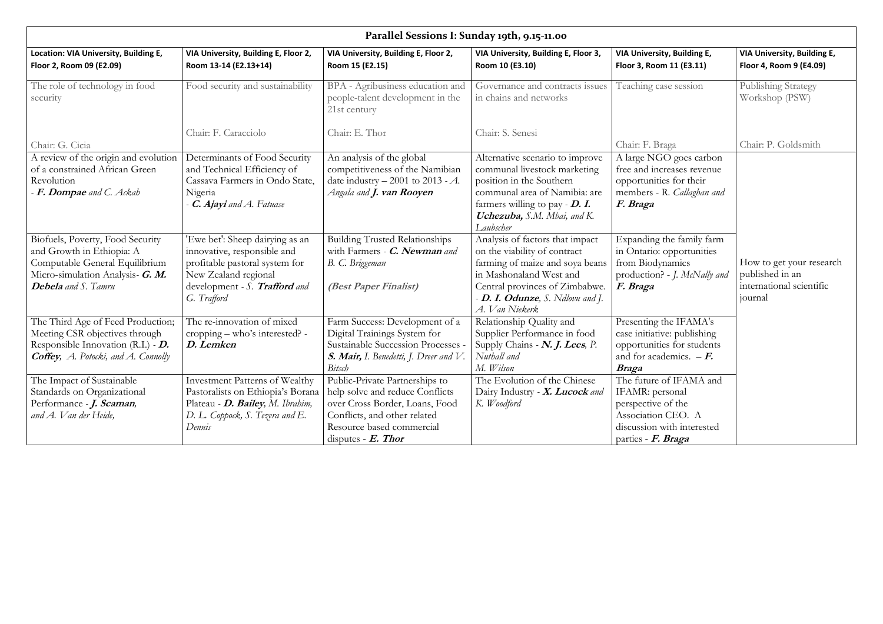| Parallel Sessions I: Sunday 19th, 9.15-11.00 | | | | | |
|---|---|---|---|---|---|
| **Location: VIA University, Building E, Floor 2, Room 09 (E2.09)** | **VIA University, Building E, Floor 2, Room 13-14 (E2.13+14)** | **VIA University, Building E, Floor 2, Room 15 (E2.15)** | **VIA University, Building E, Floor 3, Room 10 (E3.10)** | **VIA University, Building E, Floor 3, Room 11 (E3.11)** | **VIA University, Building E, Floor 4, Room 9 (E4.09)** |
| The role of technology in food security<br><br>Chair: G. Cicia | Food security and sustainability<br><br>Chair: F. Caracciolo | BPA - Agribusiness education and people-talent development in the 21st century<br><br>Chair: E. Thor | Governance and contracts issues in chains and networks<br><br>Chair: S. Senesi | Teaching case session<br><br>Chair: F. Braga | Publishing Strategy Workshop (PSW)<br><br>Chair: P. Goldsmith |
| A review of the origin and evolution of a constrained African Green Revolution - ***F. Dompae*** *and C. Ackah* | Determinants of Food Security and Technical Efficiency of Cassava Farmers in Ondo State, Nigeria - ***C. Ajayi*** *and A. Fatuase* | An analysis of the global competitiveness of the Namibian date industry – 2001 to 2013 - *A. Angala and **J. van Rooyen*** | Alternative scenario to improve communal livestock marketing position in the Southern communal area of Namibia: are farmers willing to pay - ***D. I. Uchezuba,*** *S.M. Mbai, and K. Laubscher* | A large NGO goes carbon free and increases revenue opportunities for their members - R. *Callaghan and **F. Braga*** | How to get your research published in an international scientific journal |
| Biofuels, Poverty, Food Security and Growth in Ethiopia: A Computable General Equilibrium Micro-simulation Analysis- ***G. M. Debela*** *and S. Tamru* | 'Ewe bet': Sheep dairying as an innovative, responsible and profitable pastoral system for New Zealand regional development - *S.* ***Trafford*** *and G. Trafford* | Building Trusted Relationships with Farmers - ***C. Newman*** *and B. C. Briggeman*<br><br>***(Best Paper Finalist)*** | Analysis of factors that impact on the viability of contract farming of maize and soya beans in Mashonaland West and Central provinces of Zimbabwe. - ***D. I. Odunze****, S. Ndlovu and J. A. Van Niekerk* | Expanding the family farm in Ontario: opportunities from Biodynamics production? - *J. McNally and **F. Braga*** | |
| The Third Age of Feed Production; Meeting CSR objectives through Responsible Innovation (R.I.) - ***D. Coffey****, A. Potocki, and A. Connolly* | The re-innovation of mixed cropping – who's interested? - ***D. Lemken*** | Farm Success: Development of a Digital Trainings System for Sustainable Succession Processes - ***S. Mair,*** *I. Benedetti, J. Dreer and V. Bitsch* | Relationship Quality and Supplier Performance in food Supply Chains - ***N. J. Lees****, P. Nuthall and M. Wilson* | Presenting the IFAMA's case initiative: publishing opportunities for students and for academics. – ***F. Braga*** | |
| The Impact of Sustainable Standards on Organizational Performance - ***J. Scaman****, and A. Van der Heide,* | Investment Patterns of Wealthy Pastoralists on Ethiopia's Borana Plateau - ***D. Bailey****, M. Ibrahim, D. L. Coppock, S. Tezera and E. Dennis* | Public-Private Partnerships to help solve and reduce Conflicts over Cross Border, Loans, Food Conflicts, and other related Resource based commercial disputes - ***E. Thor*** | The Evolution of the Chinese Dairy Industry - ***X. Lucock*** *and K. Woodford* | The future of IFAMA and IFAMR: personal perspective of the Association CEO. A discussion with interested parties - ***F. Braga*** | |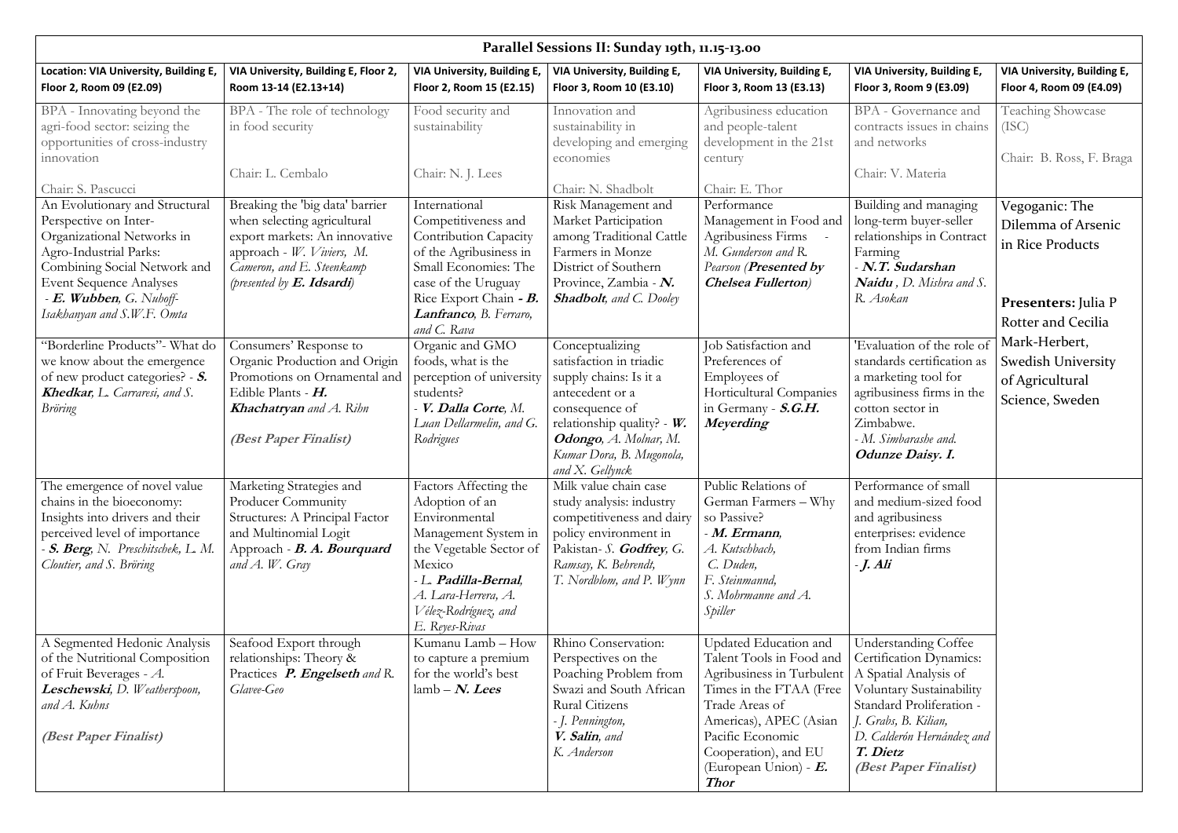# Parallel Sessions II: Sunday 19th, 11.15-13.00

| Location: VIA University, Building E, Floor 2, Room 09 (E2.09) | VIA University, Building E, Floor 2, Room 13-14 (E2.13+14) | VIA University, Building E, Floor 2, Room 15 (E2.15) | VIA University, Building E, Floor 3, Room 10 (E3.10) | VIA University, Building E, Floor 3, Room 13 (E3.13) | VIA University, Building E, Floor 3, Room 9 (E3.09) | VIA University, Building E, Floor 4, Room 09 (E4.09) |
|---|---|---|---|---|---|---|
| BPA - Innovating beyond the agri-food sector: seizing the opportunities of cross-industry innovation<br><br>Chair: S. Pascucci | BPA - The role of technology in food security<br><br>Chair: L. Cembalo | Food security and sustainability<br><br>Chair: N. J. Lees | Innovation and sustainability in developing and emerging economies<br><br>Chair: N. Shadbolt | Agribusiness education and people-talent development in the 21st century<br><br>Chair: E. Thor | BPA - Governance and contracts issues in chains and networks<br><br>Chair: V. Materia | Teaching Showcase (ISC)<br><br>Chair: B. Ross, F. Braga |
| An Evolutionary and Structural Perspective on Inter-Organizational Networks in Agro-Industrial Parks: Combining Social Network and Event Sequence Analyses - ***E. Wubben***, *G. Nuhoff-Isakhanyan and S.W.F. Omta* | Breaking the 'big data' barrier when selecting agricultural export markets: An innovative approach - *W. Viviers, M. Cameron, and E. Steenkamp (presented by **E. Idsardi**)* | International Competitiveness and Contribution Capacity of the Agribusiness in Small Economies: The case of the Uruguay Rice Export Chain - ***B. Lanfranco***, *B. Ferraro, and C. Rava* | Risk Management and Market Participation among Traditional Cattle Farmers in Monze District of Southern Province, Zambia - ***N. Shadbolt***, *and C. Dooley* | Performance Management in Food and Agribusiness Firms - *M. Gunderson and R. Pearson (**Presented by Chelsea Fullerton**)* | Building and managing long-term buyer-seller relationships in Contract Farming - ***N.T. Sudarshan Naidu***, *D. Mishra and S. R. Asokan* | Vegoganic: The Dilemma of Arsenic in Rice Products<br><br>**Presenters:** Julia P Rotter and Cecilia Mark-Herbert, Swedish University of Agricultural Science, Sweden |
| "Borderline Products"- What do we know about the emergence of new product categories? - ***S. Khedkar***, *L. Carraresi, and S. Bröring* | Consumers' Response to Organic Production and Origin Promotions on Ornamental and Edible Plants - ***H. Khachatryan*** *and A. Rihn*<br><br>***(Best Paper Finalist)*** | Organic and GMO foods, what is the perception of university students? - ***V. Dalla Corte***, *M. Luan Dellarmelin, and G. Rodrigues* | Conceptualizing satisfaction in triadic supply chains: Is it a antecedent or a consequence of relationship quality? - ***W. Odongo***, *A. Molnar, M. Kumar Dora, B. Mugonola, and X. Gellynck* | Job Satisfaction and Preferences of Employees of Horticultural Companies in Germany - ***S.G.H. Meyerding*** | 'Evaluation of the role of standards certification as a marketing tool for agribusiness firms in the cotton sector in Zimbabwe. - *M. Simbarashe and.* ***Odunze Daisy. I.*** | |
| The emergence of novel value chains in the bioeconomy: Insights into drivers and their perceived level of importance - ***S. Berg***, *N. Preschitschek, L. M. Cloutier, and S. Bröring* | Marketing Strategies and Producer Community Structures: A Principal Factor and Multinomial Logit Approach - ***B. A. Bourquard*** *and A. W. Gray* | Factors Affecting the Adoption of an Environmental Management System in the Vegetable Sector of Mexico - ***L. Padilla-Bernal***, *A. Lara-Herrera, A. Vélez-Rodríguez, and E. Reyes-Rivas* | Milk value chain case study analysis: industry competitiveness and dairy policy environment in Pakistan- ***S. Godfrey***, *G. Ramsay, K. Behrendt, T. Nordblom, and P. Wynn* | Public Relations of German Farmers – Why so Passive? - ***M. Ermann***, *A. Kutschbach, C. Duden, F. Steinmannd, S. Mohrmanne and A. Spiller* | Performance of small and medium-sized food and agribusiness enterprises: evidence from Indian firms - ***J. Ali*** | |
| A Segmented Hedonic Analysis of the Nutritional Composition of Fruit Beverages - *A.* ***Leschewski***, *D. Weatherspoon, and A. Kuhns*<br><br>***(Best Paper Finalist)*** | Seafood Export through relationships: Theory & Practices ***P. Engelseth*** *and R. Glavee-Geo* | Kumanu Lamb – How to capture a premium for the world's best lamb – ***N. Lees*** | Rhino Conservation: Perspectives on the Poaching Problem from Swazi and South African Rural Citizens - *J. Pennington,* ***V. Salin***, *and K. Anderson* | Updated Education and Talent Tools in Food and Agribusiness in Turbulent Times in the FTAA (Free Trade Areas of Americas), APEC (Asian Pacific Economic Cooperation), and EU (European Union) - ***E. Thor*** | Understanding Coffee Certification Dynamics: A Spatial Analysis of Voluntary Sustainability Standard Proliferation - *J. Grabs, B. Kilian, D. Calderón Hernández and* ***T. Dietz***<br>***(Best Paper Finalist)*** | |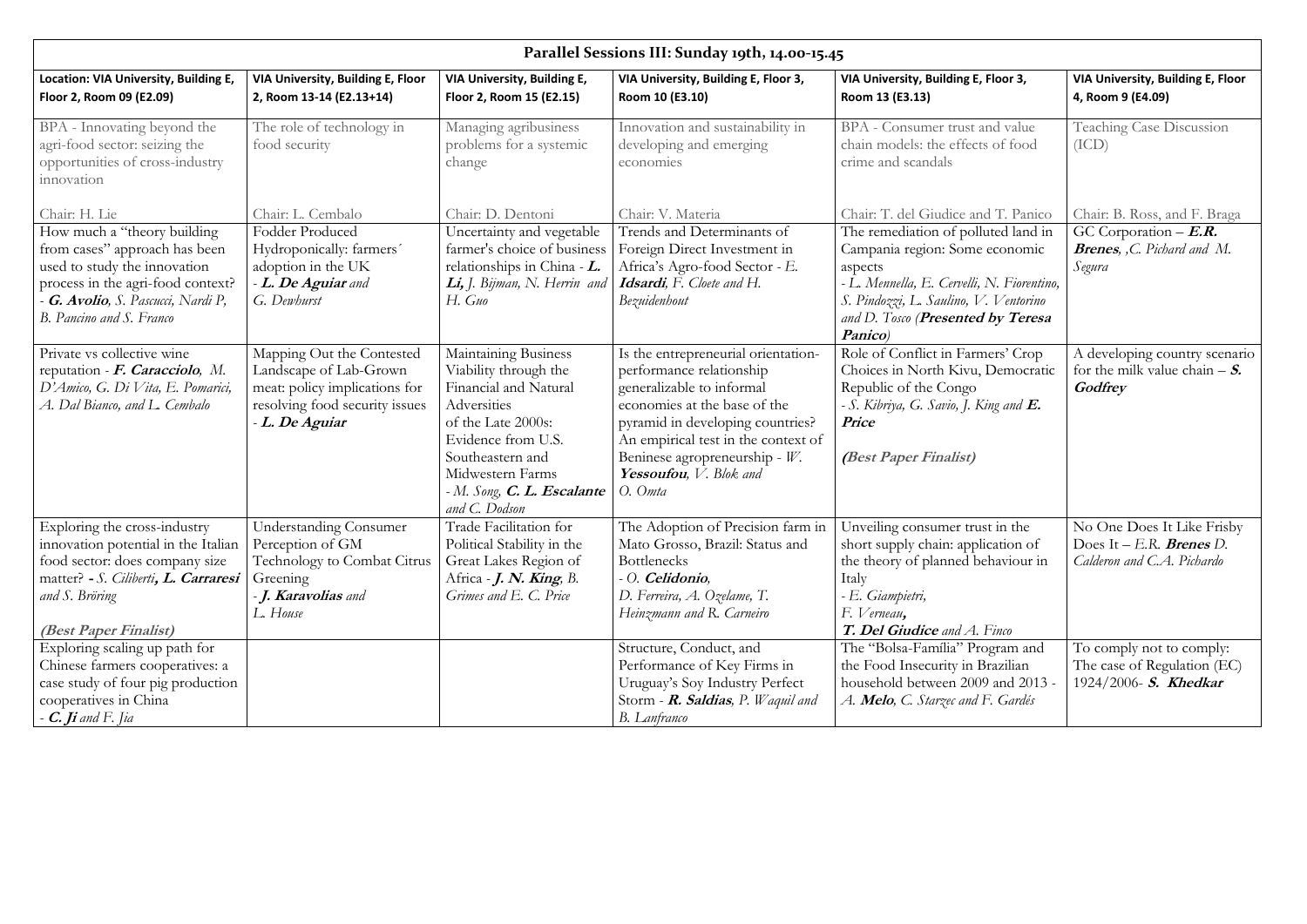| Parallel Sessions III: Sunday 19th, 14.00-15.45 | | | | | |
|---|---|---|---|---|---|
| **Location: VIA University, Building E, Floor 2, Room 09 (E2.09)** | **VIA University, Building E, Floor 2, Room 13-14 (E2.13+14)** | **VIA University, Building E, Floor 2, Room 15 (E2.15)** | **VIA University, Building E, Floor 3, Room 10 (E3.10)** | **VIA University, Building E, Floor 3, Room 13 (E3.13)** | **VIA University, Building E, Floor 4, Room 9 (E4.09)** |
| BPA - Innovating beyond the agri-food sector: seizing the opportunities of cross-industry innovation<br><br>Chair: H. Lie | The role of technology in food security<br><br>Chair: L. Cembalo | Managing agribusiness problems for a systemic change<br><br>Chair: D. Dentoni | Innovation and sustainability in developing and emerging economies<br><br>Chair: V. Materia | BPA - Consumer trust and value chain models: the effects of food crime and scandals<br><br>Chair: T. del Giudice and T. Panico | Teaching Case Discussion (ICD)<br><br>Chair: B. Ross, and F. Braga |
| How much a "theory building from cases" approach has been used to study the innovation process in the agri-food context? - ***G. Avolio***, *S. Pascucci, Nardi P, B. Pancino and S. Franco* | Fodder Produced Hydroponically: farmers´ adoption in the UK - ***L. De Aguiar*** *and G. Dewhurst* | Uncertainty and vegetable farmer's choice of business relationships in China - ***L. Li,*** *J. Bijman, N. Herrin and H. Guo* | Trends and Determinants of Foreign Direct Investment in Africa's Agro-food Sector - *E.* ***Idsardi****, F. Cloete and H. Bezuidenhout* | The remediation of polluted land in Campania region: Some economic aspects - *L. Mennella, E. Cervelli, N. Fiorentino, S. Pindozzi, L. Saulino, V. Ventorino and D. Tosco* (***Presented by Teresa Panico***) | GC Corporation – ***E.R. Brenes***, *,C. Pichard and M. Segura* |
| Private vs collective wine reputation - ***F. Caracciolo****, M. D'Amico, G. Di Vita, E. Pomarici, A. Dal Bianco, and L. Cembalo* | Mapping Out the Contested Landscape of Lab-Grown meat: policy implications for resolving food security issues - ***L. De Aguiar*** | Maintaining Business Viability through the Financial and Natural Adversities of the Late 2000s: Evidence from U.S. Southeastern and Midwestern Farms - *M. Song,* ***C. L. Escalante*** *and C. Dodson* | Is the entrepreneurial orientation-performance relationship generalizable to informal economies at the base of the pyramid in developing countries? An empirical test in the context of Beninese agropreneurship - *W.* ***Yessoufou****, V. Blok and O. Omta* | Role of Conflict in Farmers' Crop Choices in North Kivu, Democratic Republic of the Congo - *S. Kibriya, G. Savio, J. King and* ***E. Price***<br><br>***(Best Paper Finalist)*** | A developing country scenario for the milk value chain – ***S. Godfrey*** |
| Exploring the cross-industry innovation potential in the Italian food sector: does company size matter? **-** *S. Ciliberti***, *L. Carraresi*** *and S. Bröring*<br><br>***(Best Paper Finalist)*** | Understanding Consumer Perception of GM Technology to Combat Citrus Greening - ***J. Karavolias*** *and L. House* | Trade Facilitation for Political Stability in the Great Lakes Region of Africa - ***J. N. King****, B. Grimes and E. C. Price* | The Adoption of Precision farm in Mato Grosso, Brazil: Status and Bottlenecks - *O.* ***Celidonio****, D. Ferreira, A. Ozelame, T. Heinzmann and R. Carneiro* | Unveiling consumer trust in the short supply chain: application of the theory of planned behaviour in Italy - *E. Giampietri, F. Verneau,* ***T. Del Giudice*** *and A. Finco* | No One Does It Like Frisby Does It – *E.R.* ***Brenes*** *D. Calderon and C.A. Pichardo* |
| Exploring scaling up path for Chinese farmers cooperatives: a case study of four pig production cooperatives in China - ***C. Ji*** *and F. Jia* | | | Structure, Conduct, and Performance of Key Firms in Uruguay's Soy Industry Perfect Storm - ***R. Saldias****, P. Waquil and B. Lanfranco* | The "Bolsa-Família" Program and the Food Insecurity in Brazilian household between 2009 and 2013 - *A.* ***Melo****, C. Starzec and F. Gardés* | To comply not to comply: The case of Regulation (EC) 1924/2006- ***S. Khedkar*** |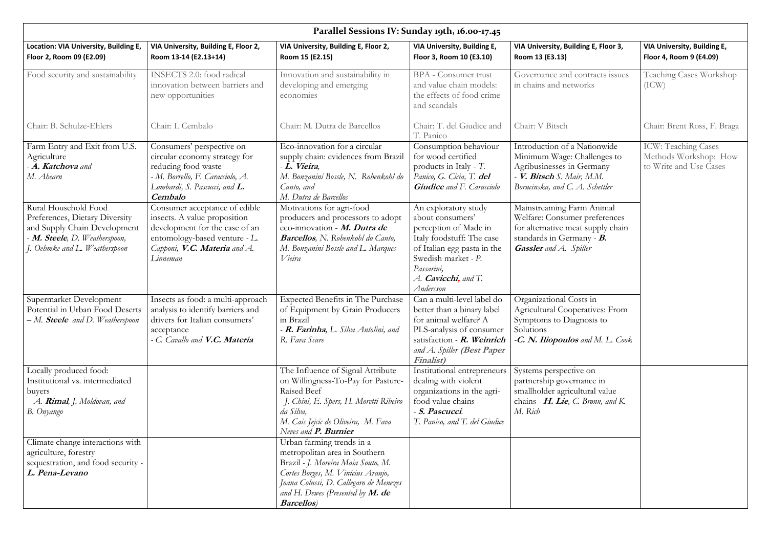# Parallel Sessions IV: Sunday 19th, 16.00-17.45

| Location: VIA University, Building E, Floor 2, Room 09 (E2.09) | VIA University, Building E, Floor 2, Room 13-14 (E2.13+14) | VIA University, Building E, Floor 2, Room 15 (E2.15) | VIA University, Building E, Floor 3, Room 10 (E3.10) | VIA University, Building E, Floor 3, Room 13 (E3.13) | VIA University, Building E, Floor 4, Room 9 (E4.09) |
|---|---|---|---|---|---|
| Food security and sustainability<br><br>Chair: B. Schulze-Ehlers | INSECTS 2.0: food radical innovation between barriers and new opportunities<br><br>Chair: L Cembalo | Innovation and sustainability in developing and emerging economies<br><br>Chair: M. Dutra de Barcellos | BPA - Consumer trust and value chain models: the effects of food crime and scandals<br><br>Chair: T. del Giudice and T. Panico | Governance and contracts issues in chains and networks<br><br>Chair: V Bitsch | Teaching Cases Workshop (ICW)<br><br>Chair: Brent Ross, F. Braga |
| Farm Entry and Exit from U.S. Agriculture - ***A. Katchova*** and *M. Ahearn* | Consumers' perspective on circular economy strategy for reducing food waste - *M. Borrello, F. Caracciolo, A. Lombardi, S. Pascucci, and* ***L. Cembalo*** | Eco-innovation for a circular supply chain: evidences from Brazil - ***L. Vieira****, M. Bonzanini Bossle, N. Rohenkohl do Canto, and M. Dutra de Barcellos* | Consumption behaviour for wood certified products in Italy - *T. Panico, G. Cicia, T.* ***del Giudice*** *and F. Caracciolo* | Introduction of a Nationwide Minimum Wage: Challenges to Agribusinesses in Germany - ***V. Bitsch*** *S. Mair, M.M. Borucinska, and C. A. Schettler* | ICW: Teaching Cases Methods Workshop: How to Write and Use Cases |
| Rural Household Food Preferences, Dietary Diversity and Supply Chain Development - ***M. Steele****, D. Weatherspoon, J. Oehmke and L. Weatherspoon* | Consumer acceptance of edible insects. A value proposition development for the case of an entomology-based venture - *L. Capponi,* ***V.C. Materia*** *and A. Linneman* | Motivations for agri-food producers and processors to adopt eco-innovation - ***M. Dutra de Barcellos****, N. Rohenkohl do Canto, M. Bonzanini Bossle and L. Marques Vieira* | An exploratory study about consumers' perception of Made in Italy foodstuff: The case of Italian egg pasta in the Swedish market - *P. Passarini, A.* ***Cavicchi,*** *and T. Andersson* | Mainstreaming Farm Animal Welfare: Consumer preferences for alternative meat supply chain standards in Germany - ***B. Gassler*** *and A. Spiller* | |
| Supermarket Development Potential in Urban Food Deserts – *M.* ***Steele*** *and D. Weatherspoon* | Insects as food: a multi-approach analysis to identify barriers and drivers for Italian consumers' acceptance - *C. Cavallo and* ***V.C. Materia*** | Expected Benefits in The Purchase of Equipment by Grain Producers in Brazil - ***R. Farinha****, L. Silva Antolini, and R. Fava Scare* | Can a multi-level label do better than a binary label for animal welfare? A PLS-analysis of consumer satisfaction - ***R. Weinrich*** *and A. Spiller* ***(Best Paper Finalist)*** | Organizational Costs in Agricultural Cooperatives: From Symptoms to Diagnosis to Solutions -***C. N. Iliopoulos*** *and M. L. Cook* | |
| Locally produced food: Institutional vs. intermediated buyers - *A.* ***Rimal****, J. Moldovan, and B. Onyango* | | The Influence of Signal Attribute on Willingness-To-Pay for Pasture-Raised Beef - *J. Chini, E. Spers, H. Moretti Ribeiro da Silva, M. Cais Jejcic de Oliveira, M. Fava Neves and* ***P. Burnier*** | Institutional entrepreneurs dealing with violent organizations in the agri-food value chains - ***S. Pascucci****. T. Panico, and T. del Giudice* | Systems perspective on partnership governance in smallholder agricultural value chains - ***H. Lie****, C. Brønn, and K. M. Rich* | |
| Climate change interactions with agriculture, forestry sequestration, and food security - ***L. Pena-Levano*** | | Urban farming trends in a metropolitan area in Southern Brazil - *J. Moreira Maia Souto, M. Cortes Borges, M. Vinícius Araujo, Joana Colussi, D. Callegaro de Menezes and H. Dewes (Presented by* ***M. de Barcellos****)* | | | |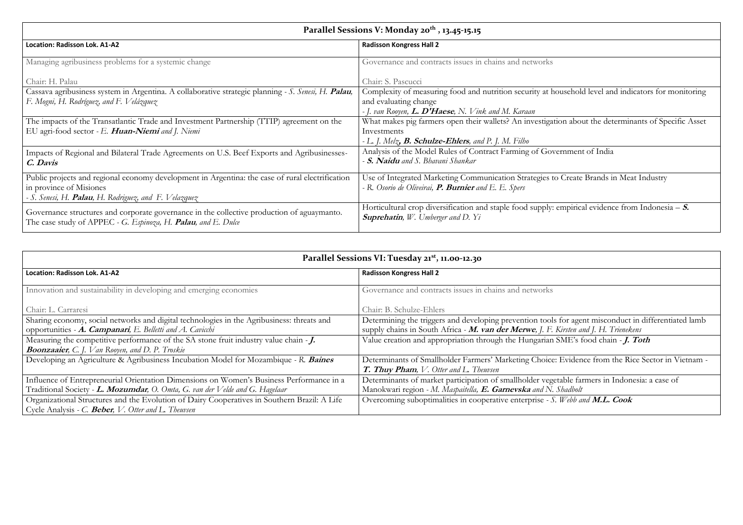| Parallel Sessions V: Monday 20th, 13.45-15.15 | |
|---|---|
| **Location: Radisson Lok. A1-A2** | **Radisson Kongress Hall 2** |
| Managing agribusiness problems for a systemic change<br><br>Chair: H. Palau | Governance and contracts issues in chains and networks<br><br>Chair: S. Pascucci |
| Cassava agribusiness system in Argentina. A collaborative strategic planning - *S. Senesi, H.* ***Palau****, F. Mogni, H. Rodríguez, and F. Velázquez* | Complexity of measuring food and nutrition security at household level and indicators for monitoring and evaluating change<br>*- J. van Rooyen,* ***L. D'Haese****, N. Vink and M. Karaan* |
| The impacts of the Transatlantic Trade and Investment Partnership (TTIP) agreement on the EU agri-food sector - *E.* ***Huan-Niemi*** *and J. Niemi* | What makes pig farmers open their wallets? An investigation about the determinants of Specific Asset Investments<br>*- L. J. Melz,* ***B. Schulze-Ehlers****, and P. J. M. Filho* |
| Impacts of Regional and Bilateral Trade Agreements on U.S. Beef Exports and Agribusinesses- ***C. Davis*** | Analysis of the Model Rules of Contract Farming of Government of India<br>*-* ***S. Naidu*** *and S. Bhavani Shankar* |
| Public projects and regional economy development in Argentina: the case of rural electrification in province of Misiones<br>*- S. Senesi, H.* ***Palau****, H. Rodriguez, and F. Velazquez* | Use of Integrated Marketing Communication Strategies to Create Brands in Meat Industry<br>*- R. Osorio de Oliveirai,* ***P. Burnier*** *and E. E. Spers* |
| Governance structures and corporate governance in the collective production of aguaymanto. The case study of APPEC - *G. Espinoza, H.* ***Palau****, and E. Dulce* | Horticultural crop diversification and staple food supply: empirical evidence from Indonesia – ***S. Suprehatin****, W. Umberger and D. Yi* |

| Parallel Sessions VI: Tuesday 21st, 11.00-12.30 | |
|---|---|
| **Location: Radisson Lok. A1-A2** | **Radisson Kongress Hall 2** |
| Innovation and sustainability in developing and emerging economies<br><br>Chair: L. Carraresi | Governance and contracts issues in chains and networks<br><br>Chair: B. Schulze-Ehlers |
| Sharing economy, social networks and digital technologies in the Agribusiness: threats and opportunities - ***A. Campanari****, E. Belletti and A. Cavicchi* | Determining the triggers and developing prevention tools for agent misconduct in differentiated lamb supply chains in South Africa - ***M. van der Merwe****, J. F. Kirsten and J. H. Trienekens* |
| Measuring the competitive performance of the SA stone fruit industry value chain - ***J. Boonzaaier****, C. J. Van Rooyen, and D. P. Troskie* | Value creation and appropriation through the Hungarian SME's food chain - ***J. Toth*** |
| Developing an Agriculture & Agribusiness Incubation Model for Mozambique - *R.* ***Baines*** | Determinants of Smallholder Farmers' Marketing Choice: Evidence from the Rice Sector in Vietnam - ***T. Thuy Pham****, V. Otter and L. Theuvsen* |
| Influence of Entrepreneurial Orientation Dimensions on Women's Business Performance in a Traditional Society - ***L. Mozumdar****, O. Omta, G. van der Velde and G. Hagelaar* | Determinants of market participation of smallholder vegetable farmers in Indonesia: a case of Manokwari region - *M. Maspaitella,* ***E. Garnevska*** *and N. Shadbolt* |
| Organizational Structures and the Evolution of Dairy Cooperatives in Southern Brazil: A Life Cycle Analysis - *C.* ***Beber****, V. Otter and L. Theuvsen* | Overcoming suboptimalities in cooperative enterprise - *S. Webb and* ***M.L. Cook*** |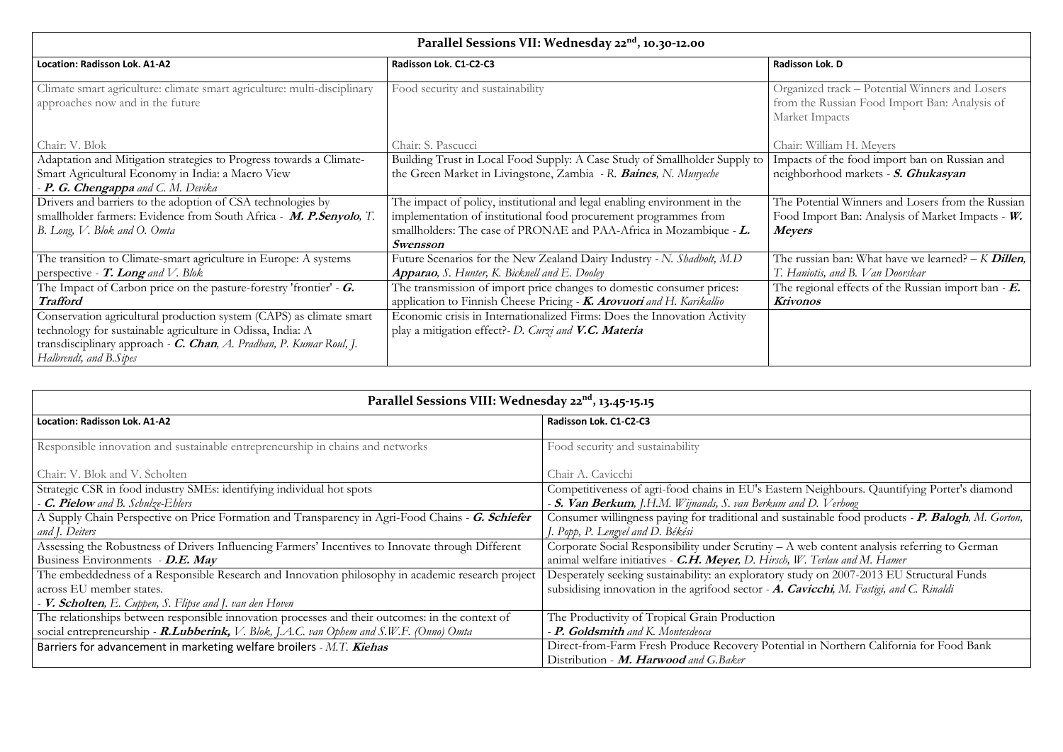## Parallel Sessions VII: Wednesday 22[nd], 10.30-12.00

| Location: Radisson Lok. A1-A2 | Radisson Lok. C1-C2-C3 | Radisson Lok. D |
|---|---|---|
| Climate smart agriculture: climate smart agriculture: multi-disciplinary approaches now and in the future<br><br>Chair: V. Blok | Food security and sustainability<br><br>Chair: S. Pascucci | Organized track – Potential Winners and Losers from the Russian Food Import Ban: Analysis of Market Impacts<br><br>Chair: William H. Meyers |
| Adaptation and Mitigation strategies to Progress towards a Climate-Smart Agricultural Economy in India: a Macro View - ***P. G. Chengappa*** *and C. M. Devika* | Building Trust in Local Food Supply: A Case Study of Smallholder Supply to the Green Market in Livingstone, Zambia - *R.* ***Baines****, N. Munyeche* | Impacts of the food import ban on Russian and neighborhood markets - ***S. Ghukasyan*** |
| Drivers and barriers to the adoption of CSA technologies by smallholder farmers: Evidence from South Africa - ***M. P.Senyolo****, T. B. Long, V. Blok and O. Omta* | The impact of policy, institutional and legal enabling environment in the implementation of institutional food procurement programmes from smallholders: The case of PRONAE and PAA-Africa in Mozambique - ***L. Swensson*** | The Potential Winners and Losers from the Russian Food Import Ban: Analysis of Market Impacts - ***W. Meyers*** |
| The transition to Climate-smart agriculture in Europe: A systems perspective - ***T. Long*** *and V. Blok* | Future Scenarios for the New Zealand Dairy Industry - *N. Shadbolt, M.D* ***Apparao****, S. Hunter, K. Bicknell and E. Dooley* | The russian ban: What have we learned? – *K* ***Dillen****, T. Haniotis, and B. Van Doorslear* |
| The Impact of Carbon price on the pasture-forestry 'frontier' - ***G. Trafford*** | The transmission of import price changes to domestic consumer prices: application to Finnish Cheese Pricing - ***K. Arovuori*** *and H. Karikallio* | The regional effects of the Russian import ban - ***E. Krivonos*** |
| Conservation agricultural production system (CAPS) as climate smart technology for sustainable agriculture in Odissa, India: A transdisciplinary approach - ***C. Chan****, A. Pradhan, P. Kumar Roul, J. Halbrendt, and B.Sipes* | Economic crisis in Internationalized Firms: Does the Innovation Activity play a mitigation effect?- *D. Curzi and* ***V.C. Materia*** | |

## Parallel Sessions VIII: Wednesday 22[nd], 13.45-15.15

| Location: Radisson Lok. A1-A2 | Radisson Lok. C1-C2-C3 |
|---|---|
| Responsible innovation and sustainable entrepreneurship in chains and networks<br><br>Chair: V. Blok and V. Scholten | Food security and sustainability<br><br>Chair A. Cavicchi |
| Strategic CSR in food industry SMEs: identifying individual hot spots - ***C. Pielow*** *and B. Schulze-Ehlers* | Competitiveness of agri-food chains in EU's Eastern Neighbours. Qauntifying Porter's diamond - ***S. Van Berkum****, J.H.M. Wijnands, S. van Berkum and D. Verhoog* |
| A Supply Chain Perspective on Price Formation and Transparency in Agri-Food Chains - ***G. Schiefer*** *and J. Deiters* | Consumer willingness paying for traditional and sustainable food products - ***P. Balogh****, M. Gorton, J. Popp, P. Lengyel and D. Békési* |
| Assessing the Robustness of Drivers Influencing Farmers' Incentives to Innovate through Different Business Environments - ***D.E. May*** | Corporate Social Responsibility under Scrutiny – A web content analysis referring to German animal welfare initiatives - ***C.H. Meyer****, D. Hirsch, W. Terlau and M. Hamer* |
| The embeddedness of a Responsible Research and Innovation philosophy in academic research project across EU member states. - ***V. Scholten****, E. Cuppen, S. Flipse and J. van den Hoven* | Desperately seeking sustainability: an exploratory study on 2007-2013 EU Structural Funds subsidising innovation in the agrifood sector - ***A. Cavicchi****, M. Fastigi, and C. Rinaldi* |
| The relationships between responsible innovation processes and their outcomes: in the context of social entrepreneurship - ***R.Lubberink,*** *V. Blok, J.A.C. van Ophem and S.W.F. (Onno) Omta* | The Productivity of Tropical Grain Production - ***P. Goldsmith*** *and K. Montesdeoca* |
| Barriers for advancement in marketing welfare broilers - *M.T.* ***Kiehas*** | Direct-from-Farm Fresh Produce Recovery Potential in Northern California for Food Bank Distribution - ***M. Harwood*** *and G.Baker* |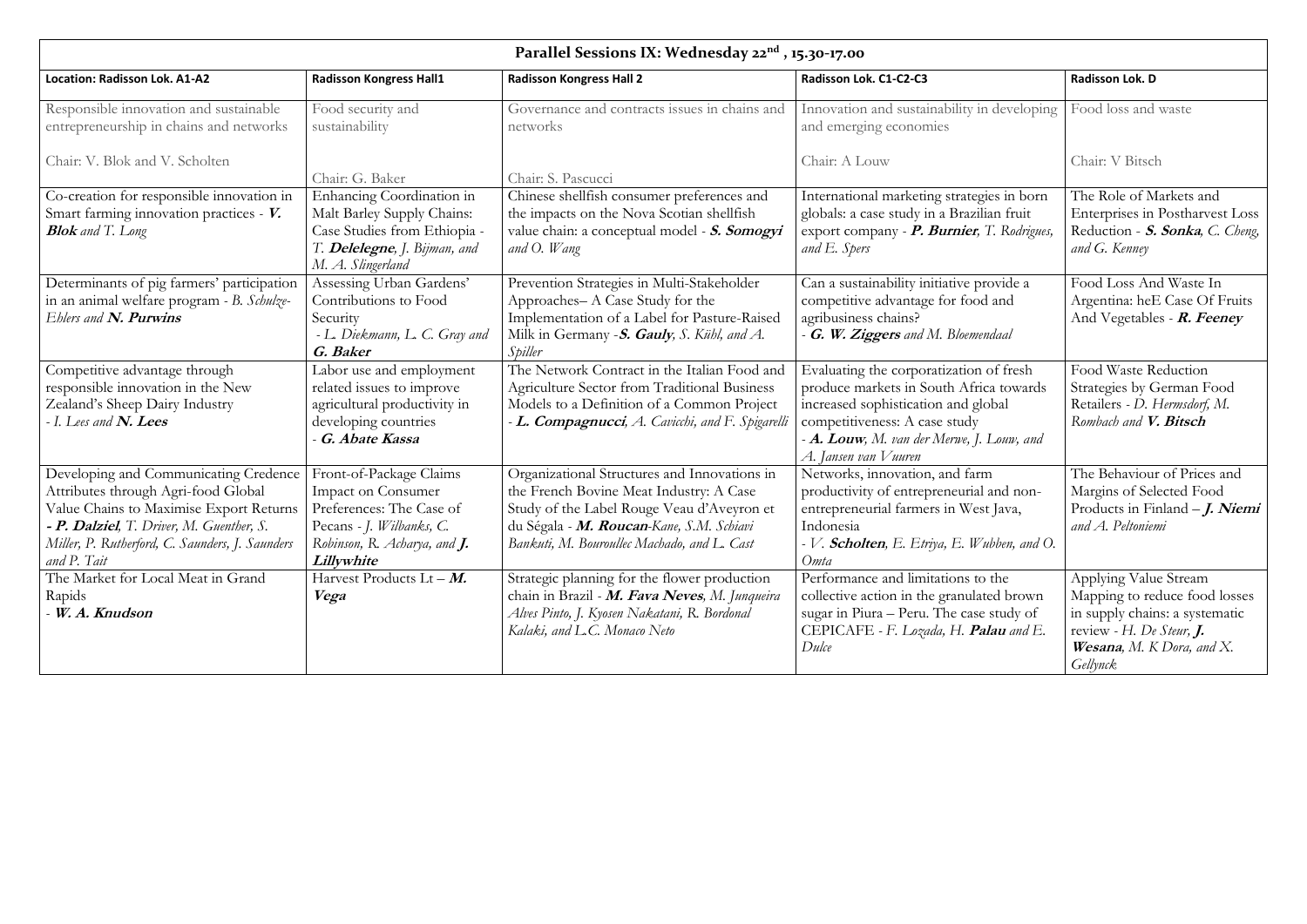| Parallel Sessions IX: Wednesday 22nd, 15.30-17.00 | | | | |
|---|---|---|---|---|
| **Location: Radisson Lok. A1-A2** | **Radisson Kongress Hall1** | **Radisson Kongress Hall 2** | **Radisson Lok. C1-C2-C3** | **Radisson Lok. D** |
| Responsible innovation and sustainable entrepreneurship in chains and networks<br><br>Chair: V. Blok and V. Scholten | Food security and sustainability<br><br>Chair: G. Baker | Governance and contracts issues in chains and networks<br><br>Chair: S. Pascucci | Innovation and sustainability in developing and emerging economies<br><br>Chair: A Louw | Food loss and waste<br><br>Chair: V Bitsch |
| Co-creation for responsible innovation in Smart farming innovation practices - ***V. Blok*** *and T. Long* | Enhancing Coordination in Malt Barley Supply Chains: Case Studies from Ethiopia - *T.* ***Delelegne****, J. Bijman, and M. A. Slingerland* | Chinese shellfish consumer preferences and the impacts on the Nova Scotian shellfish value chain: a conceptual model - ***S. Somogyi*** *and O. Wang* | International marketing strategies in born globals: a case study in a Brazilian fruit export company - ***P. Burnier****, T. Rodrigues, and E. Spers* | The Role of Markets and Enterprises in Postharvest Loss Reduction - ***S. Sonka****, C. Cheng, and G. Kenney* |
| Determinants of pig farmers' participation in an animal welfare program - *B. Schulze-Ehlers and* ***N. Purwins*** | Assessing Urban Gardens' Contributions to Food Security - *L. Diekmann, L. C. Gray and* ***G. Baker*** | Prevention Strategies in Multi-Stakeholder Approaches– A Case Study for the Implementation of a Label for Pasture-Raised Milk in Germany -***S. Gauly****, S. Kühl, and A. Spiller* | Can a sustainability initiative provide a competitive advantage for food and agribusiness chains? - ***G. W. Ziggers*** *and M. Bloemendaal* | Food Loss And Waste In Argentina: heE Case Of Fruits And Vegetables - ***R. Feeney*** |
| Competitive advantage through responsible innovation in the New Zealand's Sheep Dairy Industry - *I. Lees and* ***N. Lees*** | Labor use and employment related issues to improve agricultural productivity in developing countries - ***G. Abate Kassa*** | The Network Contract in the Italian Food and Agriculture Sector from Traditional Business Models to a Definition of a Common Project - ***L. Compagnucci****, A. Cavicchi, and F. Spigarelli* | Evaluating the corporatization of fresh produce markets in South Africa towards increased sophistication and global competitiveness: A case study - ***A. Louw****, M. van der Merwe, J. Louw, and A. Jansen van Vuuren* | Food Waste Reduction Strategies by German Food Retailers - *D. Hermsdorf, M. Rombach and* ***V. Bitsch*** |
| Developing and Communicating Credence Attributes through Agri-food Global Value Chains to Maximise Export Returns - ***P. Dalziel****, T. Driver, M. Guenther, S. Miller, P. Rutherford, C. Saunders, J. Saunders and P. Tait* | Front-of-Package Claims Impact on Consumer Preferences: The Case of Pecans - *J. Wilbanks, C. Robinson, R. Acharya, and* ***J. Lillywhite*** | Organizational Structures and Innovations in the French Bovine Meat Industry: A Case Study of the Label Rouge Veau d'Aveyron et du Ségala - ***M. Roucan****-Kane, S.M. Schiavi Bankuti, M. Bouroullec Machado, and L. Cast* | Networks, innovation, and farm productivity of entrepreneurial and non-entrepreneurial farmers in West Java, Indonesia - *V.* ***Scholten****, E. Etriya, E. Wubben, and O. Omta* | The Behaviour of Prices and Margins of Selected Food Products in Finland – ***J. Niemi*** *and A. Peltoniemi* |
| The Market for Local Meat in Grand Rapids - ***W. A. Knudson*** | Harvest Products Lt – ***M. Vega*** | Strategic planning for the flower production chain in Brazil - ***M. Fava Neves****, M. Junqueira Alves Pinto, J. Kyosen Nakatani, R. Bordonal Kalaki, and L.C. Monaco Neto* | Performance and limitations to the collective action in the granulated brown sugar in Piura – Peru. The case study of CEPICAFE - *F. Lozada, H.* ***Palau*** *and E. Dulce* | Applying Value Stream Mapping to reduce food losses in supply chains: a systematic review - *H. De Steur,* ***J. Wesana****, M. K Dora, and X. Gellynck* |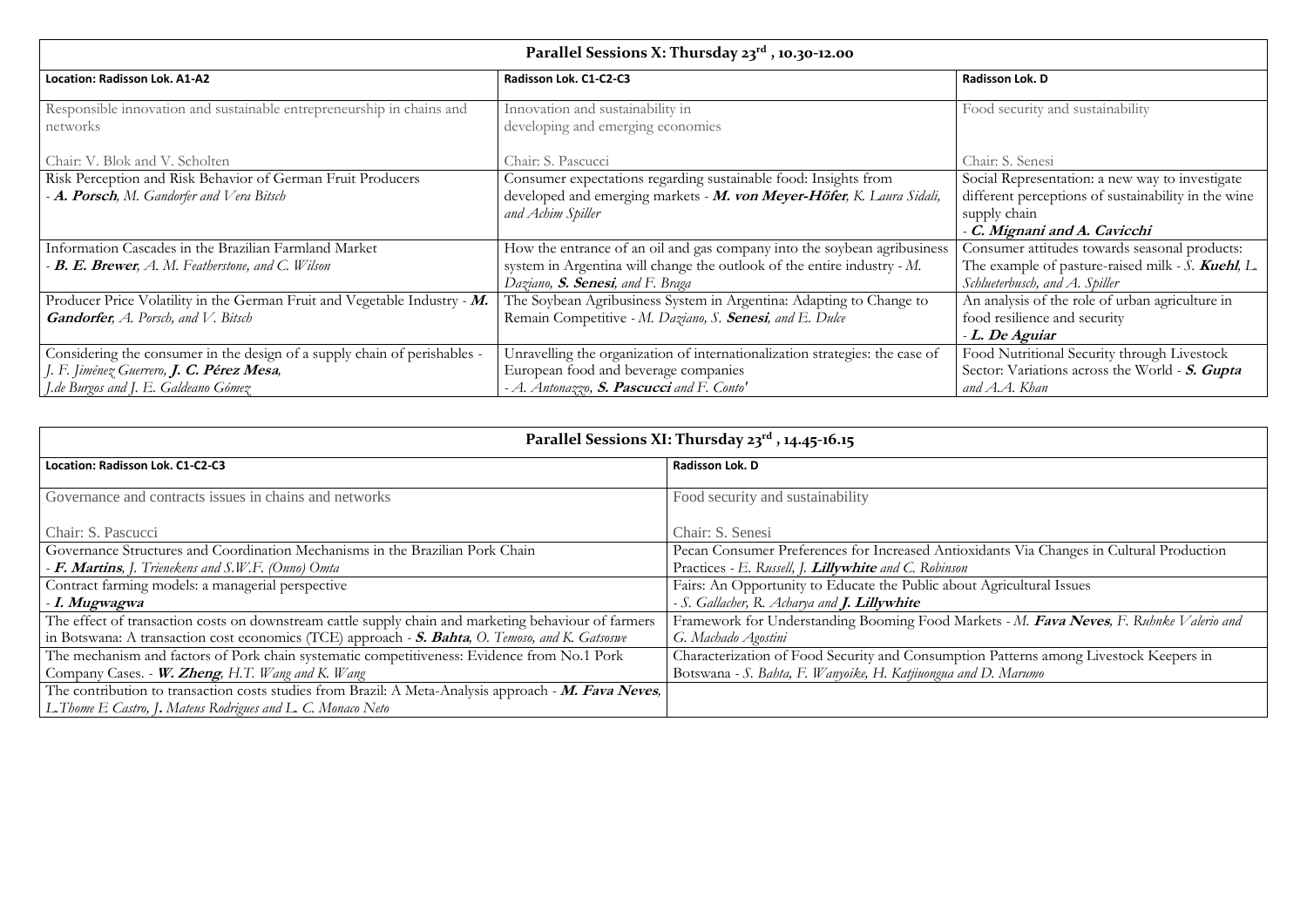| Parallel Sessions X: Thursday 23rd , 10.30-12.00 | | |
|---|---|---|
| **Location: Radisson Lok. A1-A2** | **Radisson Lok. C1-C2-C3** | **Radisson Lok. D** |
| Responsible innovation and sustainable entrepreneurship in chains and networks<br><br>Chair: V. Blok and V. Scholten | Innovation and sustainability in developing and emerging economies<br><br>Chair: S. Pascucci | Food security and sustainability<br><br>Chair: S. Senesi |
| Risk Perception and Risk Behavior of German Fruit Producers<br>- ***A. Porsch***, *M. Gandorfer and Vera Bitsch* | Consumer expectations regarding sustainable food: Insights from developed and emerging markets - ***M. von Meyer-Höfer***, *K. Laura Sidali, and Achim Spiller* | Social Representation: a new way to investigate different perceptions of sustainability in the wine supply chain<br>- ***C. Mignani and A. Cavicchi*** |
| Information Cascades in the Brazilian Farmland Market<br>- ***B. E. Brewer***, *A. M. Featherstone, and C. Wilson* | How the entrance of an oil and gas company into the soybean agribusiness system in Argentina will change the outlook of the entire industry - *M. Daziano,* ***S. Senesi****, and F. Braga* | Consumer attitudes towards seasonal products: The example of pasture-raised milk - *S.* ***Kuehl****, L. Schlueterbusch, and A. Spiller* |
| Producer Price Volatility in the German Fruit and Vegetable Industry - ***M. Gandorfer***, *A. Porsch, and V. Bitsch* | The Soybean Agribusiness System in Argentina: Adapting to Change to Remain Competitive - *M. Daziano, S.* ***Senesi****, and E. Dulce* | An analysis of the role of urban agriculture in food resilience and security<br>- ***L. De Aguiar*** |
| Considering the consumer in the design of a supply chain of perishables - *J. F. Jiménez Guerrero,* ***J. C. Pérez Mesa****, J.de Burgos and J. E. Galdeano Gómez* | Unravelling the organization of internationalization strategies: the case of European food and beverage companies<br>- *A. Antonazzo,* ***S. Pascucci*** *and F. Conto'* | Food Nutritional Security through Livestock Sector: Variations across the World - ***S. Gupta*** *and A.A. Khan* |

| Parallel Sessions XI: Thursday 23rd , 14.45-16.15 | |
|---|---|
| **Location: Radisson Lok. C1-C2-C3** | **Radisson Lok. D** |
| Governance and contracts issues in chains and networks<br><br>Chair: S. Pascucci | Food security and sustainability<br><br>Chair: S. Senesi |
| Governance Structures and Coordination Mechanisms in the Brazilian Pork Chain<br>- ***F. Martins****, J. Trienekens and S.W.F. (Onno) Omta* | Pecan Consumer Preferences for Increased Antioxidants Via Changes in Cultural Production Practices - *E. Russell, J.* ***Lillywhite*** *and C. Robinson* |
| Contract farming models: a managerial perspective<br>- ***I. Mugwagwa*** | Fairs: An Opportunity to Educate the Public about Agricultural Issues<br>- *S. Gallacher, R. Acharya and* ***J. Lillywhite*** |
| The effect of transaction costs on downstream cattle supply chain and marketing behaviour of farmers in Botswana: A transaction cost economics (TCE) approach - ***S. Bahta****, O. Temoso, and K. Gatsoswe* | Framework for Understanding Booming Food Markets - *M.* ***Fava Neves****, F. Ruhnke Valerio and G. Machado Agostini* |
| The mechanism and factors of Pork chain systematic competitiveness: Evidence from No.1 Pork Company Cases. - ***W. Zheng****, H.T. Wang and K. Wang* | Characterization of Food Security and Consumption Patterns among Livestock Keepers in Botswana - *S. Bahta, F. Wanyoike, H. Katjiuongua and D. Marumo* |
| The contribution to transaction costs studies from Brazil: A Meta-Analysis approach - ***M. Fava Neves****, L.Thome E Castro, J. Mateus Rodrigues and L. C. Monaco Neto* | |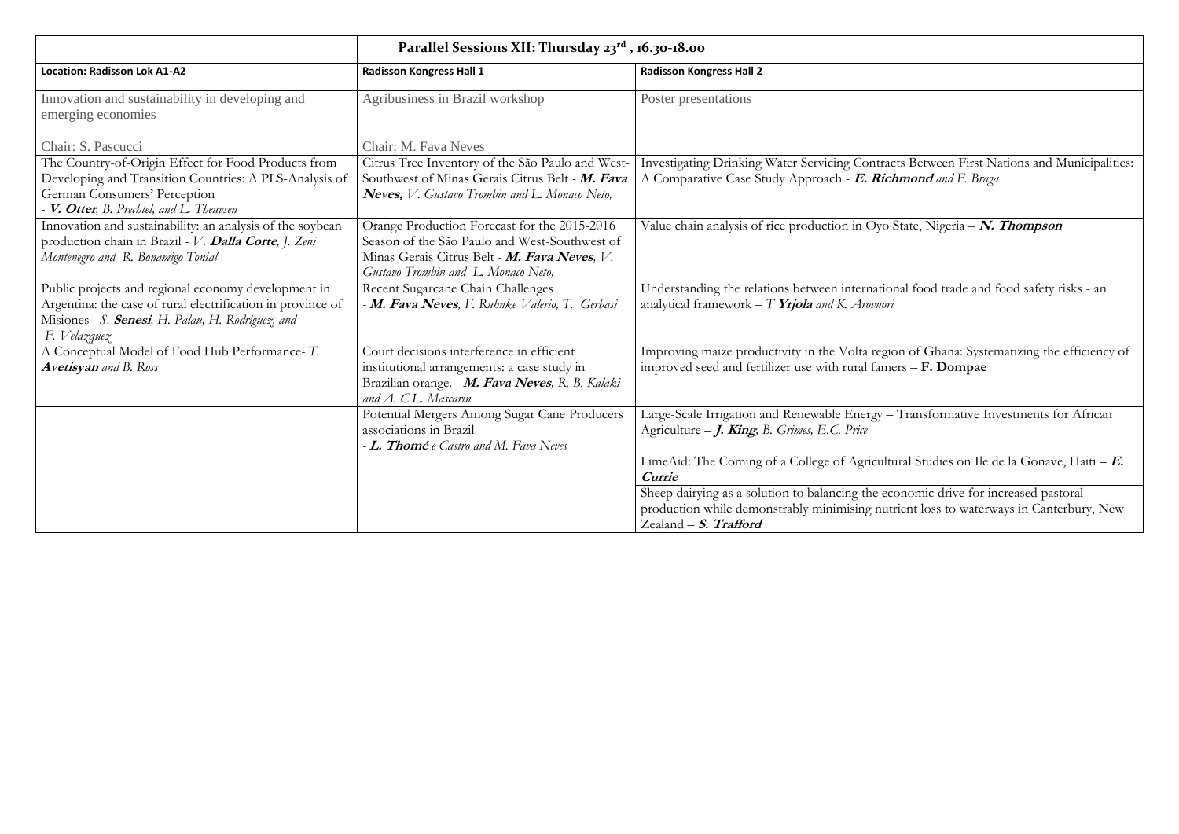| | Parallel Sessions XII: Thursday 23rd , 16.30-18.00 | |
|---|---|---|
| **Location: Radisson Lok A1-A2** | **Radisson Kongress Hall 1** | **Radisson Kongress Hall 2** |
| Innovation and sustainability in developing and emerging economies<br><br>Chair: S. Pascucci | Agribusiness in Brazil workshop<br><br>Chair: M. Fava Neves | Poster presentations |
| The Country-of-Origin Effect for Food Products from Developing and Transition Countries: A PLS-Analysis of German Consumers' Perception - ***V. Otter***, *B. Prechtel, and L. Theuvsen* | Citrus Tree Inventory of the São Paulo and West-Southwest of Minas Gerais Citrus Belt - ***M. Fava Neves,*** *V. Gustavo Trombin and L. Monaco Neto,* | Investigating Drinking Water Servicing Contracts Between First Nations and Municipalities: A Comparative Case Study Approach - ***E. Richmond*** *and F. Braga* |
| Innovation and sustainability: an analysis of the soybean production chain in Brazil - *V.* ***Dalla Corte****, J. Zeni Montenegro and R. Bonamigo Tonial* | Orange Production Forecast for the 2015-2016 Season of the São Paulo and West-Southwest of Minas Gerais Citrus Belt - ***M. Fava Neves****, V. Gustavo Trombin and L. Monaco Neto,* | Value chain analysis of rice production in Oyo State, Nigeria – ***N. Thompson*** |
| Public projects and regional economy development in Argentina: the case of rural electrification in province of Misiones - *S.* ***Senesi****, H. Palau, H. Rodriguez, and F. Velazquez* | Recent Sugarcane Chain Challenges - ***M. Fava Neves****, F. Ruhnke Valerio, T. Gerbasi* | Understanding the relations between international food trade and food safety risks - an analytical framework – *T* ***Yrjola*** *and K. Arovuori* |
| A Conceptual Model of Food Hub Performance- *T.* ***Avetisyan*** *and B. Ross* | Court decisions interference in efficient institutional arrangements: a case study in Brazilian orange. - ***M. Fava Neves****, R. B. Kalaki and A. C.L. Mascarin* | Improving maize productivity in the Volta region of Ghana: Systematizing the efficiency of improved seed and fertilizer use with rural famers – **F. Dompae** |
| | Potential Mergers Among Sugar Cane Producers associations in Brazil - ***L. Thomé*** *e Castro and M. Fava Neves* | Large-Scale Irrigation and Renewable Energy – Transformative Investments for African Agriculture – ***J. King****, B. Grimes, E.C. Price* |
| | | LimeAid: The Coming of a College of Agricultural Studies on Ile de la Gonave, Haiti – ***E. Currie*** |
| | | Sheep dairying as a solution to balancing the economic drive for increased pastoral production while demonstrably minimising nutrient loss to waterways in Canterbury, New Zealand – ***S. Trafford*** |